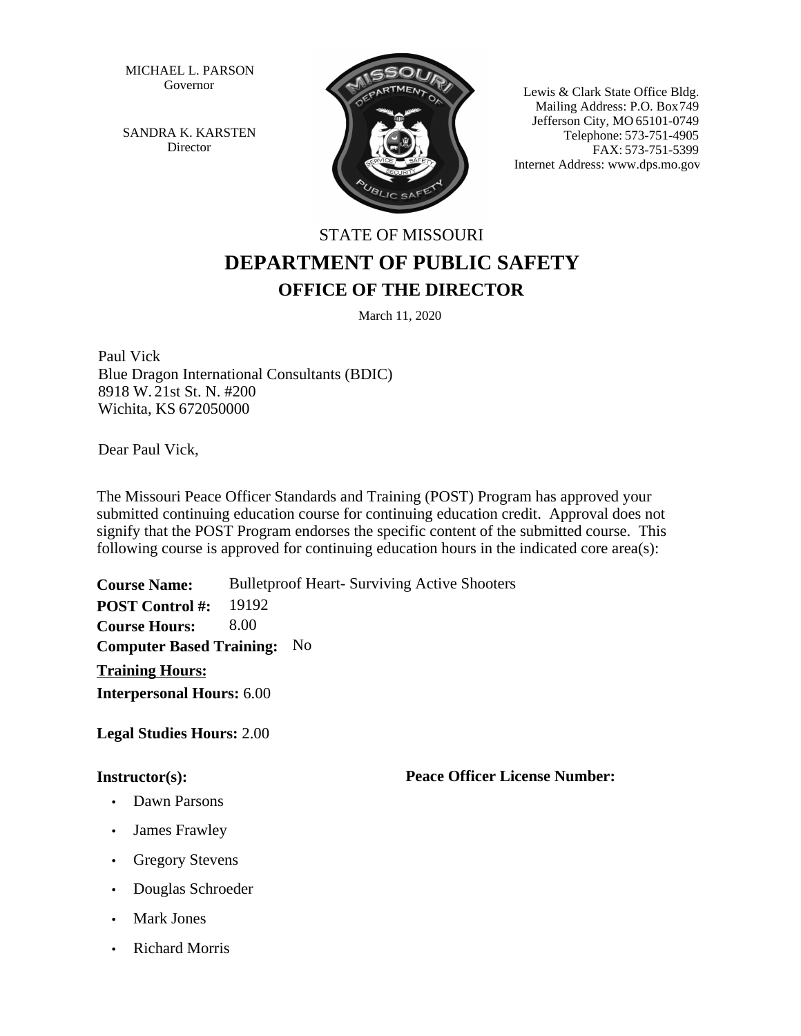MICHAEL L. PARSON
Governor

SANDRA K. KARSTEN
Director

Lewis & Clark State Office Bldg.
Mailing Address: P.O. Box 749
Jefferson City, MO 65101-0749
Telephone: 573-751-4905
FAX: 573-751-5399
Internet Address: www.dps.mo.gov

STATE OF MISSOURI

# DEPARTMENT OF PUBLIC SAFETY

## OFFICE OF THE DIRECTOR

March 11, 2020

Paul Vick
Blue Dragon International Consultants (BDIC)
8918 W. 21st St. N. #200
Wichita, KS 672050000

Dear Paul Vick,

The Missouri Peace Officer Standards and Training (POST) Program has approved your submitted continuing education course for continuing education credit. Approval does not signify that the POST Program endorses the specific content of the submitted course. This following course is approved for continuing education hours in the indicated core area(s):

**Course Name:** Bulletproof Heart- Surviving Active Shooters
**POST Control #:** 19192
**Course Hours:** 8.00
**Computer Based Training:** No

**Training Hours:**

**Interpersonal Hours:** 6.00

**Legal Studies Hours:** 2.00

**Instructor(s):** **Peace Officer License Number:**

- Dawn Parsons
- James Frawley
- Gregory Stevens
- Douglas Schroeder
- Mark Jones
- Richard Morris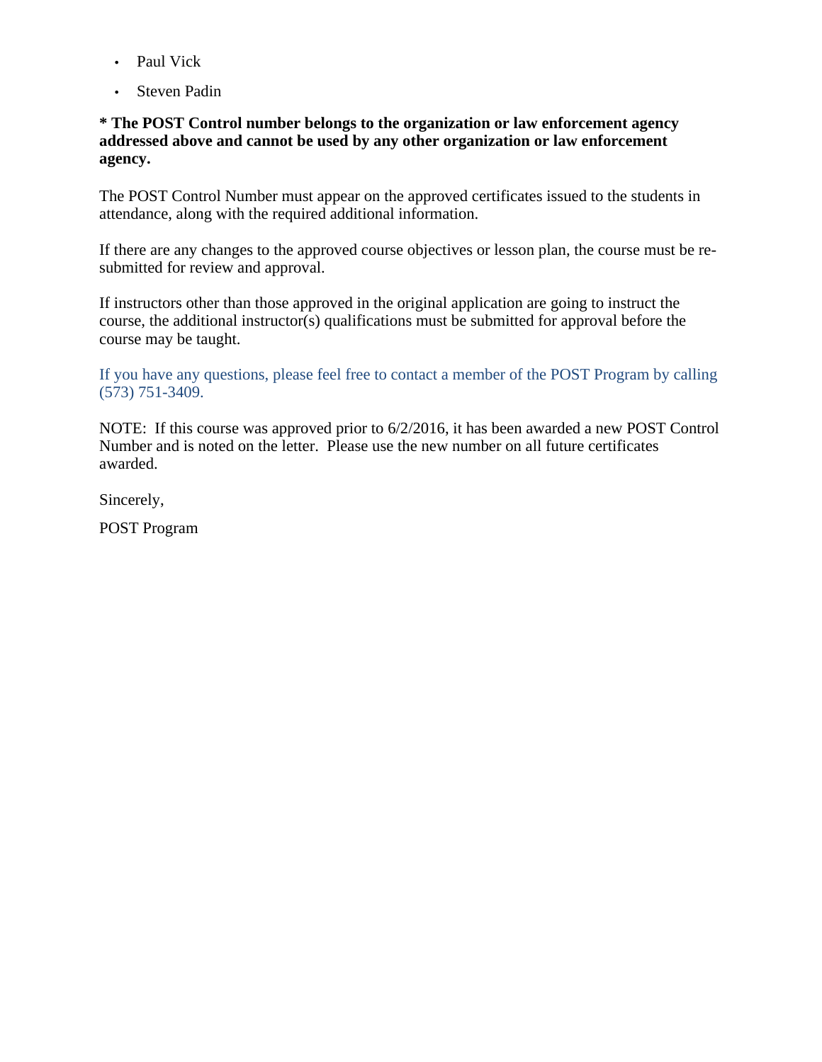- Paul Vick
- Steven Padin

**\* The POST Control number belongs to the organization or law enforcement agency addressed above and cannot be used by any other organization or law enforcement agency.**

The POST Control Number must appear on the approved certificates issued to the students in attendance, along with the required additional information.

If there are any changes to the approved course objectives or lesson plan, the course must be re-submitted for review and approval.

If instructors other than those approved in the original application are going to instruct the course, the additional instructor(s) qualifications must be submitted for approval before the course may be taught.

If you have any questions, please feel free to contact a member of the POST Program by calling (573) 751-3409.

NOTE: If this course was approved prior to 6/2/2016, it has been awarded a new POST Control Number and is noted on the letter. Please use the new number on all future certificates awarded.

Sincerely,

POST Program